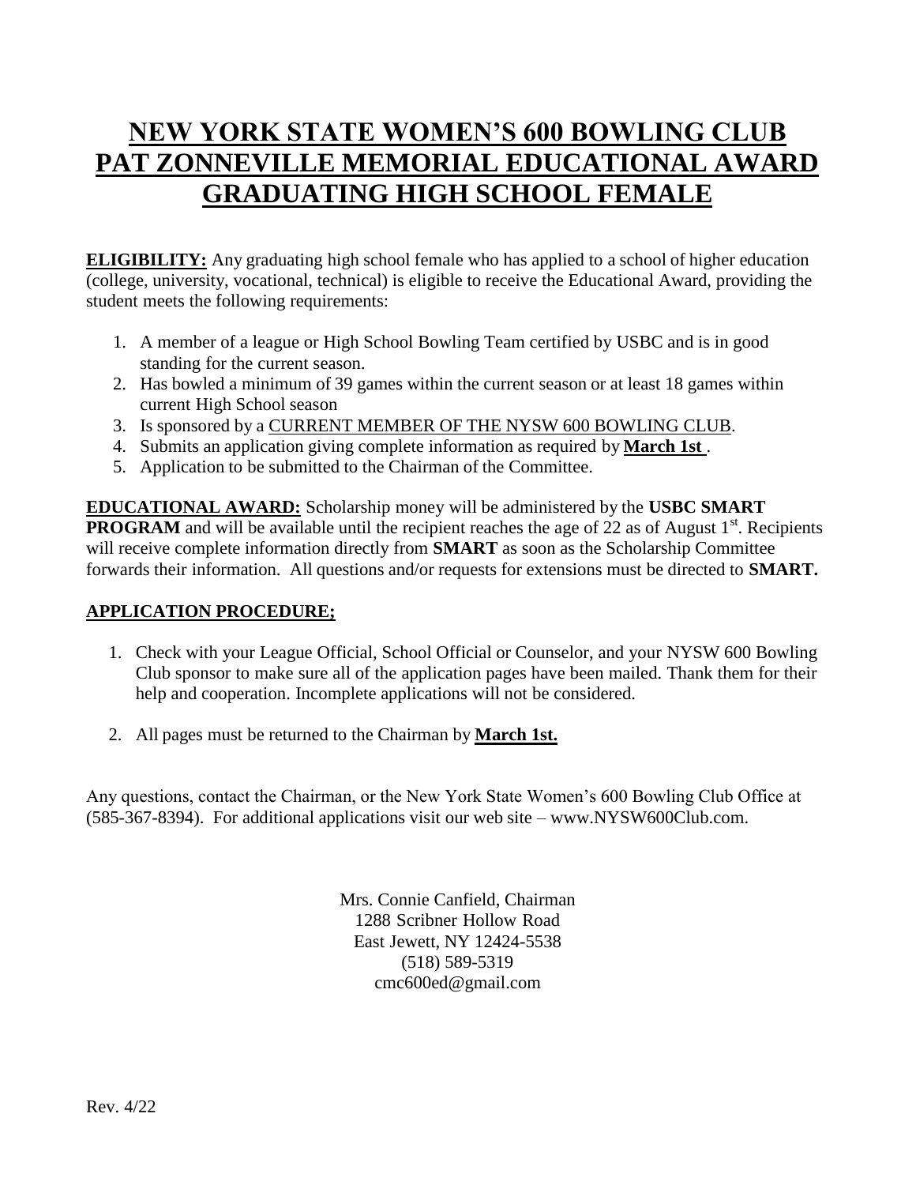# NEW YORK STATE WOMEN'S 600 BOWLING CLUB
# PAT ZONNEVILLE MEMORIAL EDUCATIONAL AWARD
# GRADUATING HIGH SCHOOL FEMALE

**ELIGIBILITY:** Any graduating high school female who has applied to a school of higher education (college, university, vocational, technical) is eligible to receive the Educational Award, providing the student meets the following requirements:

1. A member of a league or High School Bowling Team certified by USBC and is in good standing for the current season.
2. Has bowled a minimum of 39 games within the current season or at least 18 games within current High School season
3. Is sponsored by a CURRENT MEMBER OF THE NYSW 600 BOWLING CLUB.
4. Submits an application giving complete information as required by **March 1st** .
5. Application to be submitted to the Chairman of the Committee.

**EDUCATIONAL AWARD:** Scholarship money will be administered by the **USBC SMART PROGRAM** and will be available until the recipient reaches the age of 22 as of August 1st. Recipients will receive complete information directly from **SMART** as soon as the Scholarship Committee forwards their information. All questions and/or requests for extensions must be directed to **SMART.**

**APPLICATION PROCEDURE;**

1. Check with your League Official, School Official or Counselor, and your NYSW 600 Bowling Club sponsor to make sure all of the application pages have been mailed. Thank them for their help and cooperation. Incomplete applications will not be considered.

2. All pages must be returned to the Chairman by **March 1st.**

Any questions, contact the Chairman, or the New York State Women's 600 Bowling Club Office at (585-367-8394). For additional applications visit our web site – www.NYSW600Club.com.

Mrs. Connie Canfield, Chairman
1288 Scribner Hollow Road
East Jewett, NY 12424-5538
(518) 589-5319
cmc600ed@gmail.com

Rev. 4/22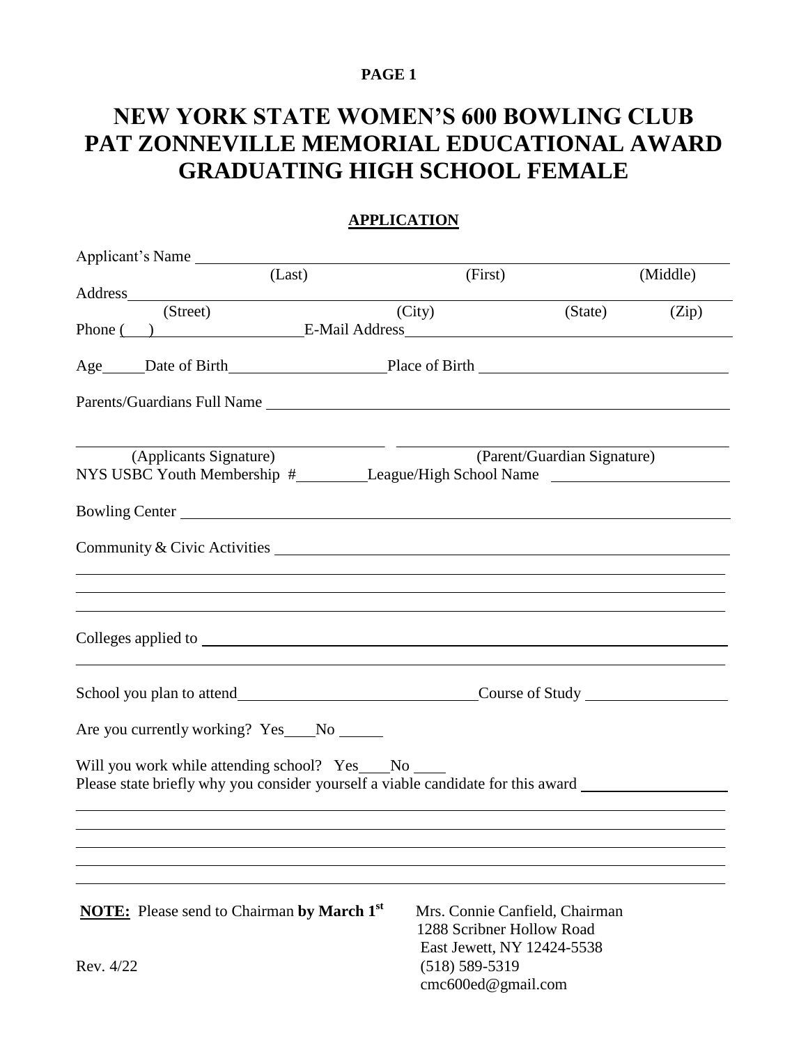**PAGE 1**

# NEW YORK STATE WOMEN'S 600 BOWLING CLUB
# PAT ZONNEVILLE MEMORIAL EDUCATIONAL AWARD
# GRADUATING HIGH SCHOOL FEMALE

## APPLICATION

Applicant's Name ______________________________________________
(Last) (First) (Middle)

Address ______________________________________________
(Street) (City) (State) (Zip)

Phone (   ) ____________ E-Mail Address ______________________________

Age _____ Date of Birth ____________ Place of Birth ______________________

Parents/Guardians Full Name ______________________________________________

______________________ ______________________
(Applicants Signature) (Parent/Guardian Signature)

NYS USBC Youth Membership # ________ League/High School Name ______________________

Bowling Center ______________________________________________

Community & Civic Activities ______________________________________________

______________________________________________

______________________________________________

______________________________________________

Colleges applied to ______________________________________________

______________________________________________

School you plan to attend ______________________ Course of Study ______________

Are you currently working? Yes ____ No _____

Will you work while attending school? Yes ____ No ____

Please state briefly why you consider yourself a viable candidate for this award ______________

______________________________________________

______________________________________________

______________________________________________

______________________________________________

______________________________________________

**NOTE:** Please send to Chairman **by March 1st**

Mrs. Connie Canfield, Chairman
1288 Scribner Hollow Road
East Jewett, NY 12424-5538
(518) 589-5319
cmc600ed@gmail.com

Rev. 4/22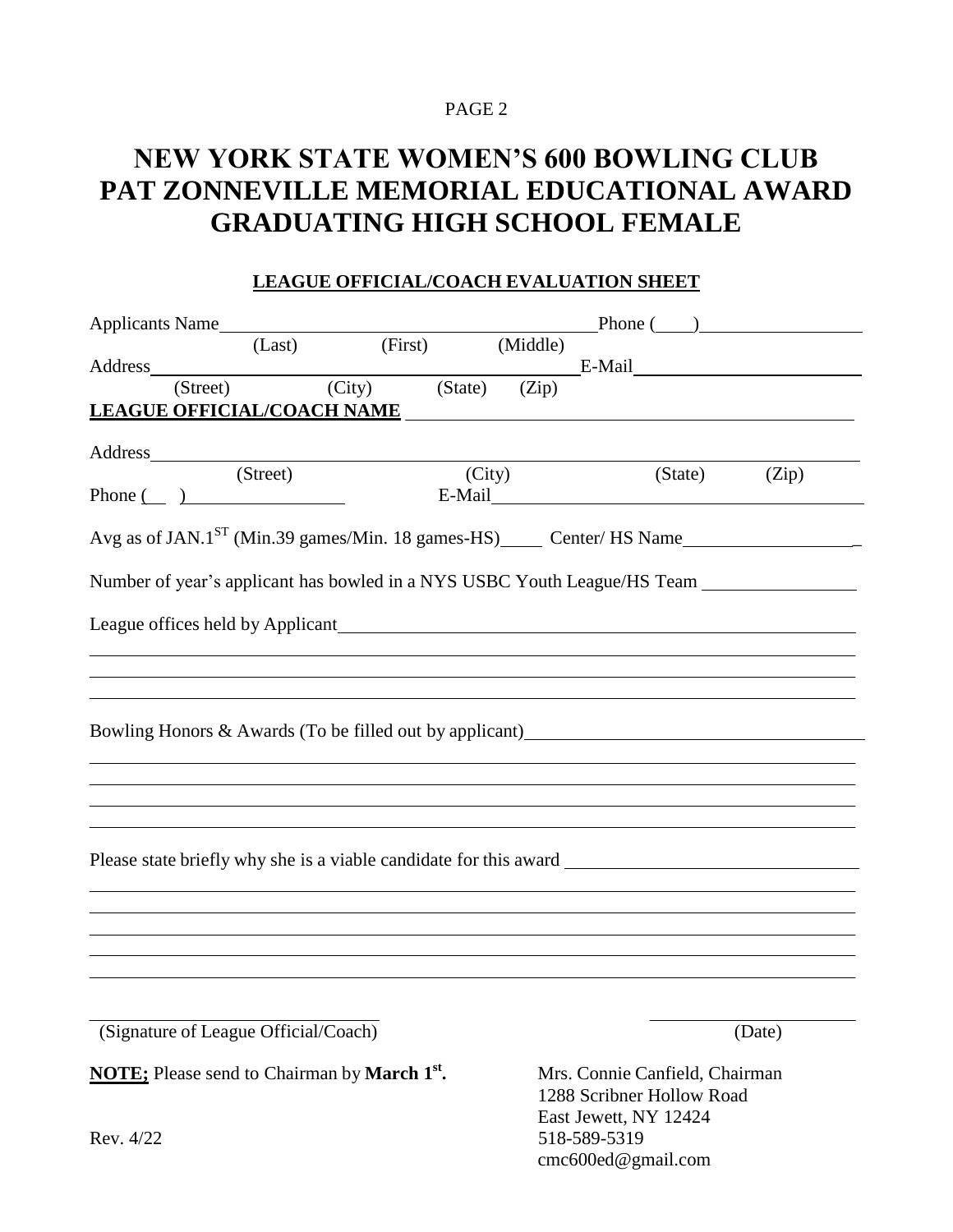# NEW YORK STATE WOMEN'S 600 BOWLING CLUB
# PAT ZONNEVILLE MEMORIAL EDUCATIONAL AWARD
# GRADUATING HIGH SCHOOL FEMALE

## LEAGUE OFFICIAL/COACH EVALUATION SHEET

Applicants Name\_\_\_\_\_\_\_\_\_\_\_\_\_\_\_\_\_\_\_\_\_\_\_\_\_\_\_\_\_\_\_\_\_\_\_\_\_\_\_\_ Phone (\_\_\_\_)\_\_\_\_\_\_\_\_\_\_\_\_\_\_\_\_\_\_

(Last) (First) (Middle)

Address\_\_\_\_\_\_\_\_\_\_\_\_\_\_\_\_\_\_\_\_\_\_\_\_\_\_\_\_\_\_\_\_\_\_\_\_\_\_\_\_\_\_\_\_\_\_\_\_\_\_\_\_ E-Mail\_\_\_\_\_\_\_\_\_\_\_\_\_\_\_\_\_\_\_\_\_\_\_\_\_

(Street) (City) (State) (Zip)

**LEAGUE OFFICIAL/COACH NAME** \_\_\_\_\_\_\_\_\_\_\_\_\_\_\_\_\_\_\_\_\_\_\_\_\_\_\_\_\_\_\_\_\_\_\_\_\_\_\_\_\_\_\_\_\_\_\_\_\_\_\_\_

Address\_\_\_\_\_\_\_\_\_\_\_\_\_\_\_\_\_\_\_\_\_\_\_\_\_\_\_\_\_\_\_\_\_\_\_\_\_\_\_\_\_\_\_\_\_\_\_\_\_\_\_\_\_\_\_\_\_\_\_\_\_\_\_\_\_\_\_\_\_\_\_\_\_\_\_\_

(Street) (City) (State) (Zip)

Phone (\_\_\_ )\_\_\_\_\_\_\_\_\_\_\_\_\_\_\_\_\_\_\_ E-Mail\_\_\_\_\_\_\_\_\_\_\_\_\_\_\_\_\_\_\_\_\_\_\_\_\_\_\_\_\_\_\_\_\_\_\_\_\_\_\_\_\_\_\_\_\_\_\_\_

Avg as of JAN.1ST (Min.39 games/Min. 18 games-HS)\_\_\_\_\_ Center/ HS Name\_\_\_\_\_\_\_\_\_\_\_\_\_\_\_\_\_\_\_\_

Number of year's applicant has bowled in a NYS USBC Youth League/HS Team \_\_\_\_\_\_\_\_\_\_\_\_\_\_\_\_\_\_

League offices held by Applicant\_\_\_\_\_\_\_\_\_\_\_\_\_\_\_\_\_\_\_\_\_\_\_\_\_\_\_\_\_\_\_\_\_\_\_\_\_\_\_\_\_\_\_\_\_\_\_\_\_\_\_\_\_\_\_\_

\_\_\_\_\_\_\_\_\_\_\_\_\_\_\_\_\_\_\_\_\_\_\_\_\_\_\_\_\_\_\_\_\_\_\_\_\_\_\_\_\_\_\_\_\_\_\_\_\_\_\_\_\_\_\_\_\_\_\_\_\_\_\_\_\_\_\_\_\_\_\_\_\_\_\_\_\_\_\_\_\_\_\_\_\_\_

\_\_\_\_\_\_\_\_\_\_\_\_\_\_\_\_\_\_\_\_\_\_\_\_\_\_\_\_\_\_\_\_\_\_\_\_\_\_\_\_\_\_\_\_\_\_\_\_\_\_\_\_\_\_\_\_\_\_\_\_\_\_\_\_\_\_\_\_\_\_\_\_\_\_\_\_\_\_\_\_\_\_\_\_\_\_

\_\_\_\_\_\_\_\_\_\_\_\_\_\_\_\_\_\_\_\_\_\_\_\_\_\_\_\_\_\_\_\_\_\_\_\_\_\_\_\_\_\_\_\_\_\_\_\_\_\_\_\_\_\_\_\_\_\_\_\_\_\_\_\_\_\_\_\_\_\_\_\_\_\_\_\_\_\_\_\_\_\_\_\_\_\_

Bowling Honors & Awards (To be filled out by applicant)\_\_\_\_\_\_\_\_\_\_\_\_\_\_\_\_\_\_\_\_\_\_\_\_\_\_\_\_\_\_\_\_\_\_\_\_\_\_\_

\_\_\_\_\_\_\_\_\_\_\_\_\_\_\_\_\_\_\_\_\_\_\_\_\_\_\_\_\_\_\_\_\_\_\_\_\_\_\_\_\_\_\_\_\_\_\_\_\_\_\_\_\_\_\_\_\_\_\_\_\_\_\_\_\_\_\_\_\_\_\_\_\_\_\_\_\_\_\_\_\_\_\_\_\_\_

\_\_\_\_\_\_\_\_\_\_\_\_\_\_\_\_\_\_\_\_\_\_\_\_\_\_\_\_\_\_\_\_\_\_\_\_\_\_\_\_\_\_\_\_\_\_\_\_\_\_\_\_\_\_\_\_\_\_\_\_\_\_\_\_\_\_\_\_\_\_\_\_\_\_\_\_\_\_\_\_\_\_\_\_\_\_

\_\_\_\_\_\_\_\_\_\_\_\_\_\_\_\_\_\_\_\_\_\_\_\_\_\_\_\_\_\_\_\_\_\_\_\_\_\_\_\_\_\_\_\_\_\_\_\_\_\_\_\_\_\_\_\_\_\_\_\_\_\_\_\_\_\_\_\_\_\_\_\_\_\_\_\_\_\_\_\_\_\_\_\_\_\_

\_\_\_\_\_\_\_\_\_\_\_\_\_\_\_\_\_\_\_\_\_\_\_\_\_\_\_\_\_\_\_\_\_\_\_\_\_\_\_\_\_\_\_\_\_\_\_\_\_\_\_\_\_\_\_\_\_\_\_\_\_\_\_\_\_\_\_\_\_\_\_\_\_\_\_\_\_\_\_\_\_\_\_\_\_\_

Please state briefly why she is a viable candidate for this award \_\_\_\_\_\_\_\_\_\_\_\_\_\_\_\_\_\_\_\_\_\_\_\_\_\_\_\_\_\_\_\_\_\_

\_\_\_\_\_\_\_\_\_\_\_\_\_\_\_\_\_\_\_\_\_\_\_\_\_\_\_\_\_\_\_\_\_\_\_\_\_\_\_\_\_\_\_\_\_\_\_\_\_\_\_\_\_\_\_\_\_\_\_\_\_\_\_\_\_\_\_\_\_\_\_\_\_\_\_\_\_\_\_\_\_\_\_\_\_\_

\_\_\_\_\_\_\_\_\_\_\_\_\_\_\_\_\_\_\_\_\_\_\_\_\_\_\_\_\_\_\_\_\_\_\_\_\_\_\_\_\_\_\_\_\_\_\_\_\_\_\_\_\_\_\_\_\_\_\_\_\_\_\_\_\_\_\_\_\_\_\_\_\_\_\_\_\_\_\_\_\_\_\_\_\_\_

\_\_\_\_\_\_\_\_\_\_\_\_\_\_\_\_\_\_\_\_\_\_\_\_\_\_\_\_\_\_\_\_\_\_\_\_\_\_\_\_\_\_\_\_\_\_\_\_\_\_\_\_\_\_\_\_\_\_\_\_\_\_\_\_\_\_\_\_\_\_\_\_\_\_\_\_\_\_\_\_\_\_\_\_\_\_

\_\_\_\_\_\_\_\_\_\_\_\_\_\_\_\_\_\_\_\_\_\_\_\_\_\_\_\_\_\_\_\_\_\_\_\_\_\_\_\_\_\_\_\_\_\_\_\_\_\_\_\_\_\_\_\_\_\_\_\_\_\_\_\_\_\_\_\_\_\_\_\_\_\_\_\_\_\_\_\_\_\_\_\_\_\_

\_\_\_\_\_\_\_\_\_\_\_\_\_\_\_\_\_\_\_\_\_\_\_\_\_\_\_\_\_\_\_\_\_\_\_\_\_\_\_\_\_\_\_\_\_\_\_\_\_\_\_\_\_\_\_\_\_\_\_\_\_\_\_\_\_\_\_\_\_\_\_\_\_\_\_\_\_\_\_\_\_\_\_\_\_\_

\_\_\_\_\_\_\_\_\_\_\_\_\_\_\_\_\_\_\_\_\_\_\_\_\_\_\_\_\_\_\_\_\_\_\_\_\_\_\_\_ \_\_\_\_\_\_\_\_\_\_\_\_\_\_\_\_\_\_\_\_\_\_\_\_\_\_

(Signature of League Official/Coach) (Date)

**NOTE;** Please send to Chairman by **March 1st.**

Mrs. Connie Canfield, Chairman
1288 Scribner Hollow Road
East Jewett, NY 12424
518-589-5319
cmc600ed@gmail.com

Rev. 4/22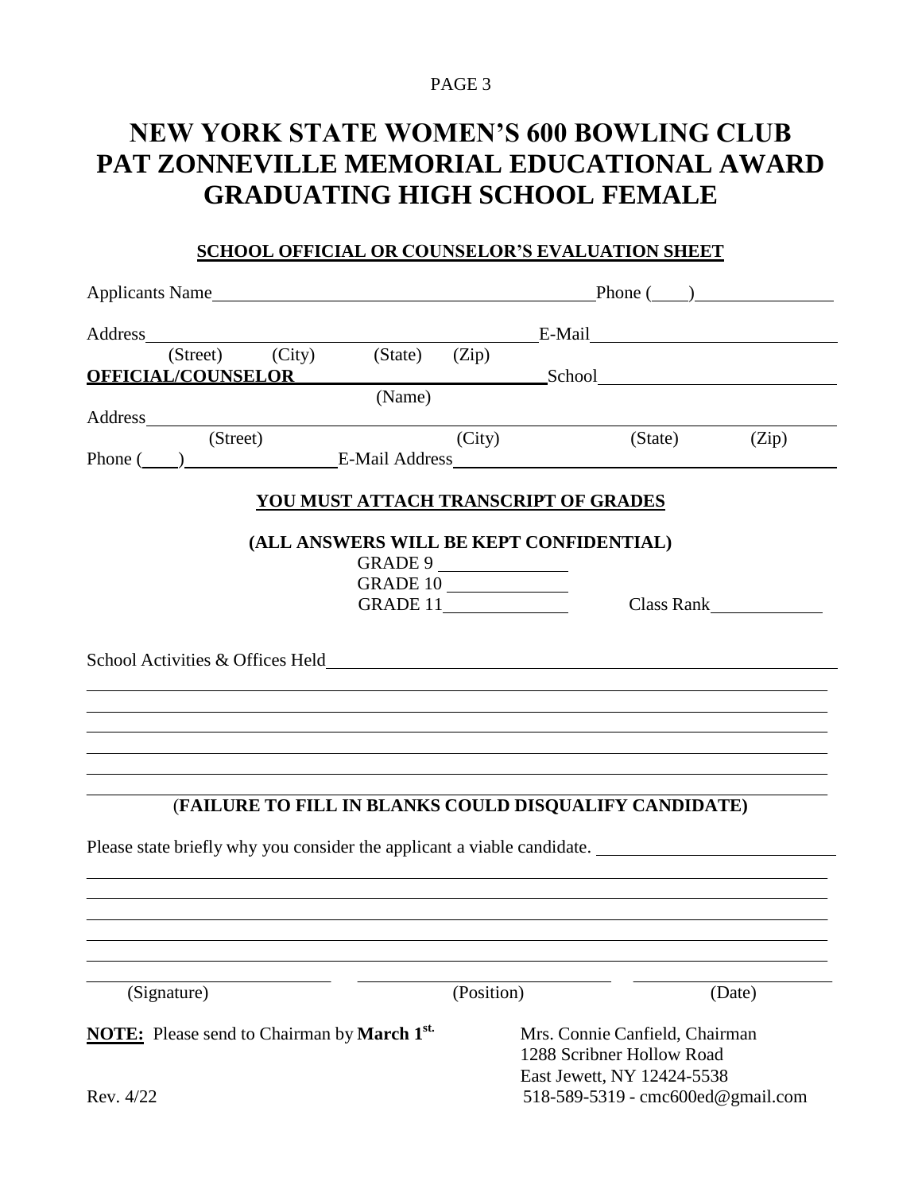# NEW YORK STATE WOMEN'S 600 BOWLING CLUB PAT ZONNEVILLE MEMORIAL EDUCATIONAL AWARD GRADUATING HIGH SCHOOL FEMALE

## SCHOOL OFFICIAL OR COUNSELOR'S EVALUATION SHEET

Applicants Name\_\_\_\_\_\_\_\_\_\_\_\_\_\_\_\_\_\_\_\_\_\_\_\_\_\_\_\_\_\_\_\_ Phone (\_\_\_\_)\_\_\_\_\_\_\_\_\_\_\_\_\_\_

Address\_\_\_\_\_\_\_\_\_\_\_\_\_\_\_\_\_\_\_\_\_\_\_\_\_\_\_\_\_\_\_\_ E-Mail\_\_\_\_\_\_\_\_\_\_\_\_\_\_\_\_\_\_\_\_

(Street) (City) (State) (Zip)

**OFFICIAL/COUNSELOR**\_\_\_\_\_\_\_\_\_\_\_\_\_\_\_\_\_\_\_\_ School\_\_\_\_\_\_\_\_\_\_\_\_\_\_\_\_\_\_\_\_

(Name)

Address\_\_\_\_\_\_\_\_\_\_\_\_\_\_\_\_\_\_\_\_\_\_\_\_\_\_\_\_\_\_\_\_\_\_\_\_\_\_\_\_\_\_\_\_\_\_\_\_\_\_\_\_\_\_

(Street) (City) (State) (Zip)

Phone (\_\_\_\_)\_\_\_\_\_\_\_\_\_\_\_\_\_\_ E-Mail Address\_\_\_\_\_\_\_\_\_\_\_\_\_\_\_\_\_\_\_\_\_\_\_\_\_\_\_\_\_\_

**YOU MUST ATTACH TRANSCRIPT OF GRADES**

**(ALL ANSWERS WILL BE KEPT CONFIDENTIAL)**

GRADE 9 \_\_\_\_\_\_\_\_\_\_\_\_

GRADE 10 \_\_\_\_\_\_\_\_\_\_\_\_

GRADE 11\_\_\_\_\_\_\_\_\_\_\_\_ Class Rank\_\_\_\_\_\_\_\_\_\_\_\_

School Activities & Offices Held\_\_\_\_\_\_\_\_\_\_\_\_\_\_\_\_\_\_\_\_\_\_\_\_\_\_\_\_\_\_\_\_\_\_\_\_\_\_\_\_

\_\_\_\_\_\_\_\_\_\_\_\_\_\_\_\_\_\_\_\_\_\_\_\_\_\_\_\_\_\_\_\_\_\_\_\_\_\_\_\_\_\_\_\_\_\_\_\_\_\_\_\_\_\_\_\_\_\_\_\_\_\_\_\_

\_\_\_\_\_\_\_\_\_\_\_\_\_\_\_\_\_\_\_\_\_\_\_\_\_\_\_\_\_\_\_\_\_\_\_\_\_\_\_\_\_\_\_\_\_\_\_\_\_\_\_\_\_\_\_\_\_\_\_\_\_\_\_\_

\_\_\_\_\_\_\_\_\_\_\_\_\_\_\_\_\_\_\_\_\_\_\_\_\_\_\_\_\_\_\_\_\_\_\_\_\_\_\_\_\_\_\_\_\_\_\_\_\_\_\_\_\_\_\_\_\_\_\_\_\_\_\_\_

\_\_\_\_\_\_\_\_\_\_\_\_\_\_\_\_\_\_\_\_\_\_\_\_\_\_\_\_\_\_\_\_\_\_\_\_\_\_\_\_\_\_\_\_\_\_\_\_\_\_\_\_\_\_\_\_\_\_\_\_\_\_\_\_

\_\_\_\_\_\_\_\_\_\_\_\_\_\_\_\_\_\_\_\_\_\_\_\_\_\_\_\_\_\_\_\_\_\_\_\_\_\_\_\_\_\_\_\_\_\_\_\_\_\_\_\_\_\_\_\_\_\_\_\_\_\_\_\_

\_\_\_\_\_\_\_\_\_\_\_\_\_\_\_\_\_\_\_\_\_\_\_\_\_\_\_\_\_\_\_\_\_\_\_\_\_\_\_\_\_\_\_\_\_\_\_\_\_\_\_\_\_\_\_\_\_\_\_\_\_\_\_\_

**(FAILURE TO FILL IN BLANKS COULD DISQUALIFY CANDIDATE)**

Please state briefly why you consider the applicant a viable candidate. \_\_\_\_\_\_\_\_\_\_\_\_\_\_\_\_\_\_\_\_

\_\_\_\_\_\_\_\_\_\_\_\_\_\_\_\_\_\_\_\_\_\_\_\_\_\_\_\_\_\_\_\_\_\_\_\_\_\_\_\_\_\_\_\_\_\_\_\_\_\_\_\_\_\_\_\_\_\_\_\_\_\_\_\_

\_\_\_\_\_\_\_\_\_\_\_\_\_\_\_\_\_\_\_\_\_\_\_\_\_\_\_\_\_\_\_\_\_\_\_\_\_\_\_\_\_\_\_\_\_\_\_\_\_\_\_\_\_\_\_\_\_\_\_\_\_\_\_\_

\_\_\_\_\_\_\_\_\_\_\_\_\_\_\_\_\_\_\_\_\_\_\_\_\_\_\_\_\_\_\_\_\_\_\_\_\_\_\_\_\_\_\_\_\_\_\_\_\_\_\_\_\_\_\_\_\_\_\_\_\_\_\_\_

\_\_\_\_\_\_\_\_\_\_\_\_\_\_\_\_\_\_\_\_\_\_\_\_\_\_\_\_\_\_\_\_\_\_\_\_\_\_\_\_\_\_\_\_\_\_\_\_\_\_\_\_\_\_\_\_\_\_\_\_\_\_\_\_

\_\_\_\_\_\_\_\_\_\_\_\_\_\_\_\_\_\_\_\_\_\_\_\_\_\_\_\_\_\_\_\_\_\_\_\_\_\_\_\_\_\_\_\_\_\_\_\_\_\_\_\_\_\_\_\_\_\_\_\_\_\_\_\_

\_\_\_\_\_\_\_\_\_\_\_\_\_\_\_\_\_\_ \_\_\_\_\_\_\_\_\_\_\_\_\_\_\_\_\_\_ \_\_\_\_\_\_\_\_\_\_\_\_\_\_\_\_\_\_

(Signature) (Position) (Date)

**NOTE:** Please send to Chairman by **March 1st.**

Mrs. Connie Canfield, Chairman
1288 Scribner Hollow Road
East Jewett, NY 12424-5538
518-589-5319 - cmc600ed@gmail.com

Rev. 4/22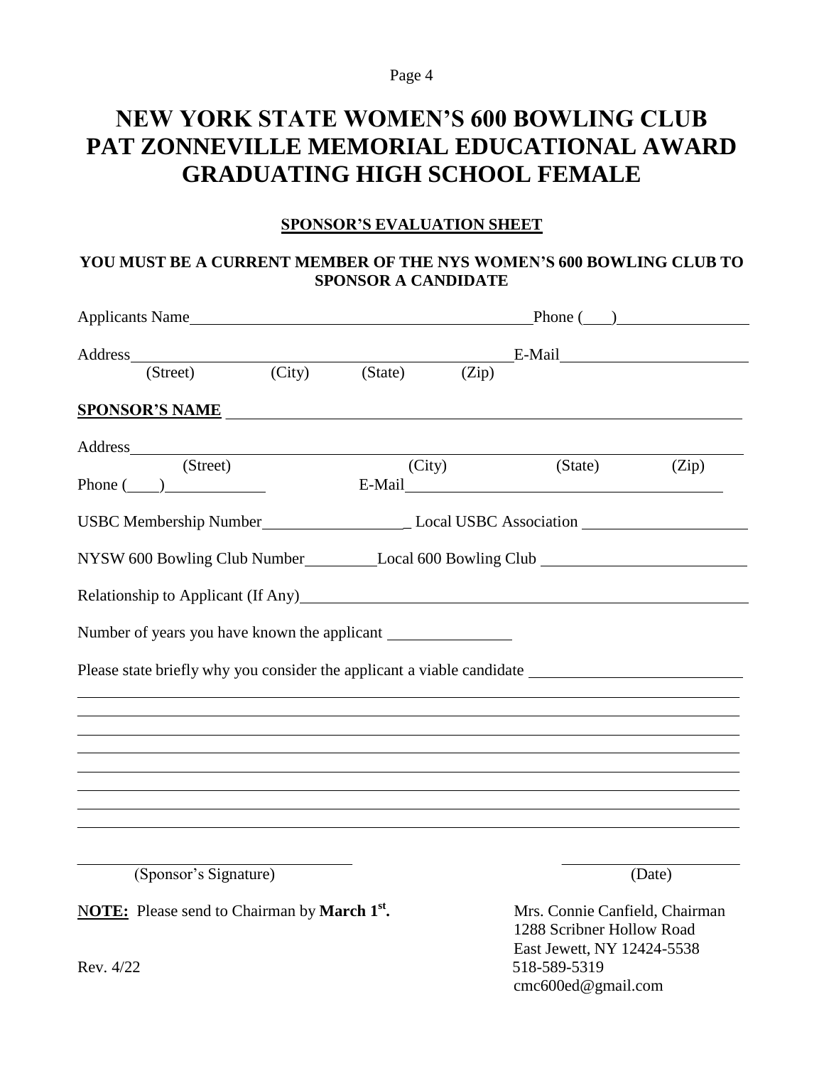# NEW YORK STATE WOMEN'S 600 BOWLING CLUB
# PAT ZONNEVILLE MEMORIAL EDUCATIONAL AWARD
# GRADUATING HIGH SCHOOL FEMALE

**SPONSOR'S EVALUATION SHEET**

**YOU MUST BE A CURRENT MEMBER OF THE NYS WOMEN'S 600 BOWLING CLUB TO SPONSOR A CANDIDATE**

Applicants Name________________________________ Phone (___)______________

Address________________________________________ E-Mail____________________
(Street) (City) (State) (Zip)

**SPONSOR'S NAME** ______________________________________________________

Address_______________________________________________________________
(Street) (City) (State) (Zip)

Phone (____)__________ E-Mail__________________________________

USBC Membership Number________________ Local USBC Association __________________

NYSW 600 Bowling Club Number________ Local 600 Bowling Club ______________________

Relationship to Applicant (If Any)_______________________________________________

Number of years you have known the applicant ______________

Please state briefly why you consider the applicant a viable candidate ______________________

_______________________________________________________________________

_______________________________________________________________________

_______________________________________________________________________

_______________________________________________________________________

_______________________________________________________________________

_______________________________________________________________________

_______________________________________________________________________

_______________________________________________________________________

______________________________ ____________________
(Sponsor's Signature) (Date)

**NOTE:** Please send to Chairman by **March 1st.**

Mrs. Connie Canfield, Chairman
1288 Scribner Hollow Road
East Jewett, NY 12424-5538
518-589-5319
cmc600ed@gmail.com

Rev. 4/22